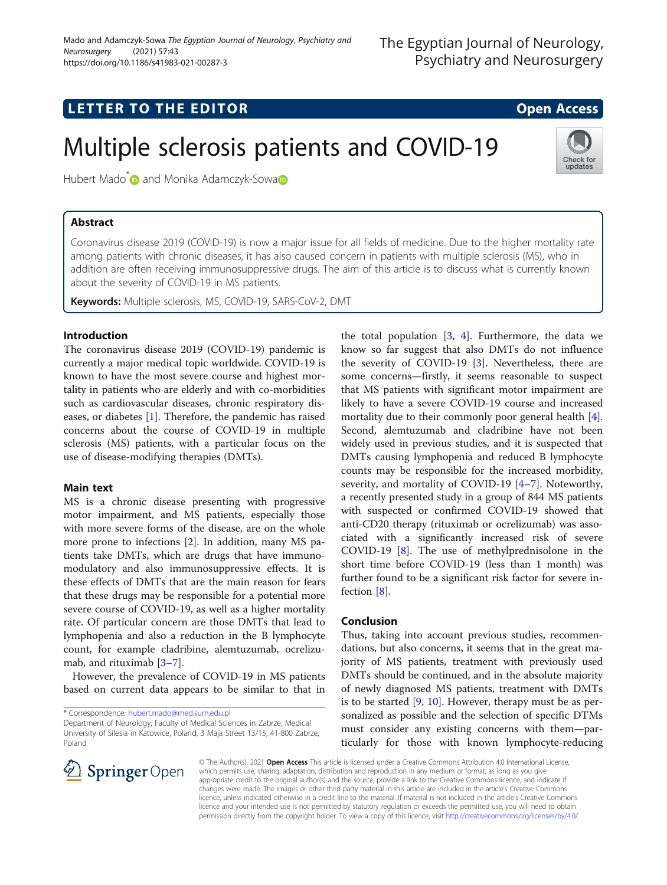LETTER TO THE EDITOR

Open Access

# Multiple sclerosis patients and COVID-19

Hubert Mado* and Monika Adamczyk-Sowa

## Abstract

Coronavirus disease 2019 (COVID-19) is now a major issue for all fields of medicine. Due to the higher mortality rate among patients with chronic diseases, it has also caused concern in patients with multiple sclerosis (MS), who in addition are often receiving immunosuppressive drugs. The aim of this article is to discuss what is currently known about the severity of COVID-19 in MS patients.

**Keywords:** Multiple sclerosis, MS, COVID-19, SARS-CoV-2, DMT

## Introduction

The coronavirus disease 2019 (COVID-19) pandemic is currently a major medical topic worldwide. COVID-19 is known to have the most severe course and highest mortality in patients who are elderly and with co-morbidities such as cardiovascular diseases, chronic respiratory diseases, or diabetes [1]. Therefore, the pandemic has raised concerns about the course of COVID-19 in multiple sclerosis (MS) patients, with a particular focus on the use of disease-modifying therapies (DMTs).

## Main text

MS is a chronic disease presenting with progressive motor impairment, and MS patients, especially those with more severe forms of the disease, are on the whole more prone to infections [2]. In addition, many MS patients take DMTs, which are drugs that have immunomodulatory and also immunosuppressive effects. It is these effects of DMTs that are the main reason for fears that these drugs may be responsible for a potential more severe course of COVID-19, as well as a higher mortality rate. Of particular concern are those DMTs that lead to lymphopenia and also a reduction in the B lymphocyte count, for example cladribine, alemtuzumab, ocrelizumab, and rituximab [3–7].

However, the prevalence of COVID-19 in MS patients based on current data appears to be similar to that in the total population [3, 4]. Furthermore, the data we know so far suggest that also DMTs do not influence the severity of COVID-19 [3]. Nevertheless, there are some concerns—firstly, it seems reasonable to suspect that MS patients with significant motor impairment are likely to have a severe COVID-19 course and increased mortality due to their commonly poor general health [4]. Second, alemtuzumab and cladribine have not been widely used in previous studies, and it is suspected that DMTs causing lymphopenia and reduced B lymphocyte counts may be responsible for the increased morbidity, severity, and mortality of COVID-19 [4–7]. Noteworthy, a recently presented study in a group of 844 MS patients with suspected or confirmed COVID-19 showed that anti-CD20 therapy (rituximab or ocrelizumab) was associated with a significantly increased risk of severe COVID-19 [8]. The use of methylprednisolone in the short time before COVID-19 (less than 1 month) was further found to be a significant risk factor for severe infection [8].

## Conclusion

Thus, taking into account previous studies, recommendations, but also concerns, it seems that in the great majority of MS patients, treatment with previously used DMTs should be continued, and in the absolute majority of newly diagnosed MS patients, treatment with DMTs is to be started [9, 10]. However, therapy must be as personalized as possible and the selection of specific DTMs must consider any existing concerns with them—particularly for those with known lymphocyte-reducing

* Correspondence: hubert.mado@med.sum.edu.pl
Department of Neurology, Faculty of Medical Sciences in Zabrze, Medical University of Silesia in Katowice, Poland, 3 Maja Street 13/15, 41-800 Zabrze, Poland

© The Author(s). 2021 **Open Access** This article is licensed under a Creative Commons Attribution 4.0 International License, which permits use, sharing, adaptation, distribution and reproduction in any medium or format, as long as you give appropriate credit to the original author(s) and the source, provide a link to the Creative Commons licence, and indicate if changes were made. The images or other third party material in this article are included in the article's Creative Commons licence, unless indicated otherwise in a credit line to the material. If material is not included in the article's Creative Commons licence and your intended use is not permitted by statutory regulation or exceeds the permitted use, you will need to obtain permission directly from the copyright holder. To view a copy of this licence, visit http://creativecommons.org/licenses/by/4.0/.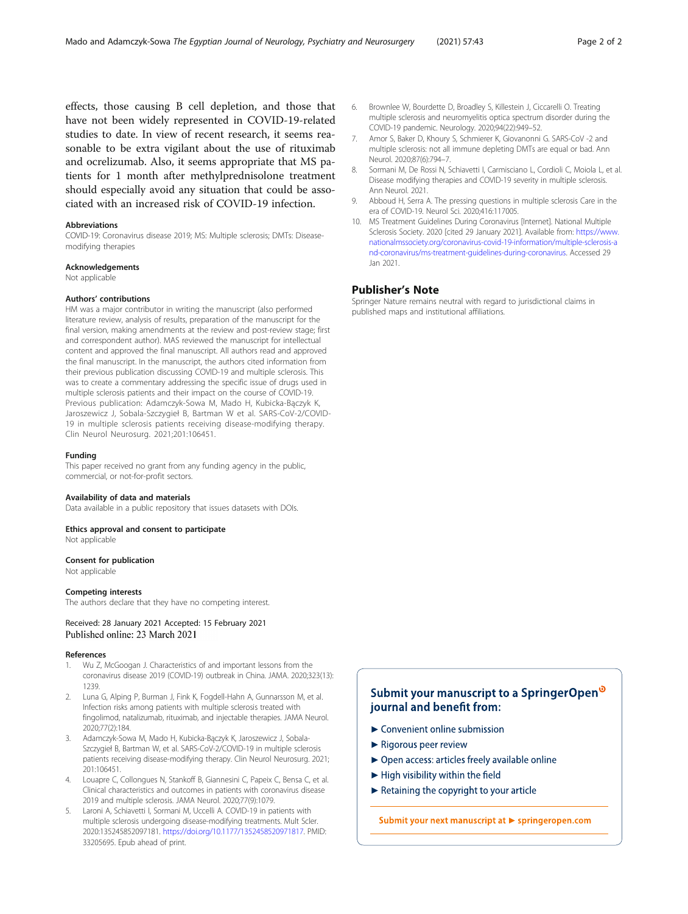effects, those causing B cell depletion, and those that have not been widely represented in COVID-19-related studies to date. In view of recent research, it seems reasonable to be extra vigilant about the use of rituximab and ocrelizumab. Also, it seems appropriate that MS patients for 1 month after methylprednisolone treatment should especially avoid any situation that could be associated with an increased risk of COVID-19 infection.

#### Abbreviations

COVID-19: Coronavirus disease 2019; MS: Multiple sclerosis; DMTs: Disease-modifying therapies

#### Acknowledgements

Not applicable

#### Authors' contributions

HM was a major contributor in writing the manuscript (also performed literature review, analysis of results, preparation of the manuscript for the final version, making amendments at the review and post-review stage; first and correspondent author). MAS reviewed the manuscript for intellectual content and approved the final manuscript. All authors read and approved the final manuscript. In the manuscript, the authors cited information from their previous publication discussing COVID-19 and multiple sclerosis. This was to create a commentary addressing the specific issue of drugs used in multiple sclerosis patients and their impact on the course of COVID-19. Previous publication: Adamczyk-Sowa M, Mado H, Kubicka-Bączyk K, Jaroszewicz J, Sobala-Szczygieł B, Bartman W et al. SARS-CoV-2/COVID-19 in multiple sclerosis patients receiving disease-modifying therapy. Clin Neurol Neurosurg. 2021;201:106451.

#### Funding

This paper received no grant from any funding agency in the public, commercial, or not-for-profit sectors.

#### Availability of data and materials

Data available in a public repository that issues datasets with DOIs.

#### Ethics approval and consent to participate

Not applicable

#### Consent for publication

Not applicable

#### Competing interests

The authors declare that they have no competing interest.

Received: 28 January 2021 Accepted: 15 February 2021
Published online: 23 March 2021

#### References

1. Wu Z, McGoogan J. Characteristics of and important lessons from the coronavirus disease 2019 (COVID-19) outbreak in China. JAMA. 2020;323(13):1239.
2. Luna G, Alping P, Burman J, Fink K, Fogdell-Hahn A, Gunnarsson M, et al. Infection risks among patients with multiple sclerosis treated with fingolimod, natalizumab, rituximab, and injectable therapies. JAMA Neurol. 2020;77(2):184.
3. Adamczyk-Sowa M, Mado H, Kubicka-Bączyk K, Jaroszewicz J, Sobala-Szczygieł B, Bartman W, et al. SARS-CoV-2/COVID-19 in multiple sclerosis patients receiving disease-modifying therapy. Clin Neurol Neurosurg. 2021;201:106451.
4. Louapre C, Collongues N, Stankoff B, Giannesini C, Papeix C, Bensa C, et al. Clinical characteristics and outcomes in patients with coronavirus disease 2019 and multiple sclerosis. JAMA Neurol. 2020;77(9):1079.
5. Laroni A, Schiavetti I, Sormani M, Uccelli A. COVID-19 in patients with multiple sclerosis undergoing disease-modifying treatments. Mult Scler. 2020:135245852097181. https://doi.org/10.1177/1352458520971817. PMID: 33205695. Epub ahead of print.
6. Brownlee W, Bourdette D, Broadley S, Killestein J, Ciccarelli O. Treating multiple sclerosis and neuromyelitis optica spectrum disorder during the COVID-19 pandemic. Neurology. 2020;94(22):949–52.
7. Amor S, Baker D, Khoury S, Schmierer K, Giovanonni G. SARS-CoV -2 and multiple sclerosis: not all immune depleting DMTs are equal or bad. Ann Neurol. 2020;87(6):794–7.
8. Sormani M, De Rossi N, Schiavetti I, Carmisciano L, Cordioli C, Moiola L, et al. Disease modifying therapies and COVID-19 severity in multiple sclerosis. Ann Neurol. 2021.
9. Abboud H, Serra A. The pressing questions in multiple sclerosis Care in the era of COVID-19. Neurol Sci. 2020;416:117005.
10. MS Treatment Guidelines During Coronavirus [Internet]. National Multiple Sclerosis Society. 2020 [cited 29 January 2021]. Available from: https://www.nationalmssociety.org/coronavirus-covid-19-information/multiple-sclerosis-and-coronavirus/ms-treatment-guidelines-during-coronavirus. Accessed 29 Jan 2021.

## Publisher's Note

Springer Nature remains neutral with regard to jurisdictional claims in published maps and institutional affiliations.

**Submit your manuscript to a SpringerOpen journal and benefit from:**

- ► Convenient online submission
- ► Rigorous peer review
- ► Open access: articles freely available online
- ► High visibility within the field
- ► Retaining the copyright to your article

Submit your next manuscript at ► springeropen.com